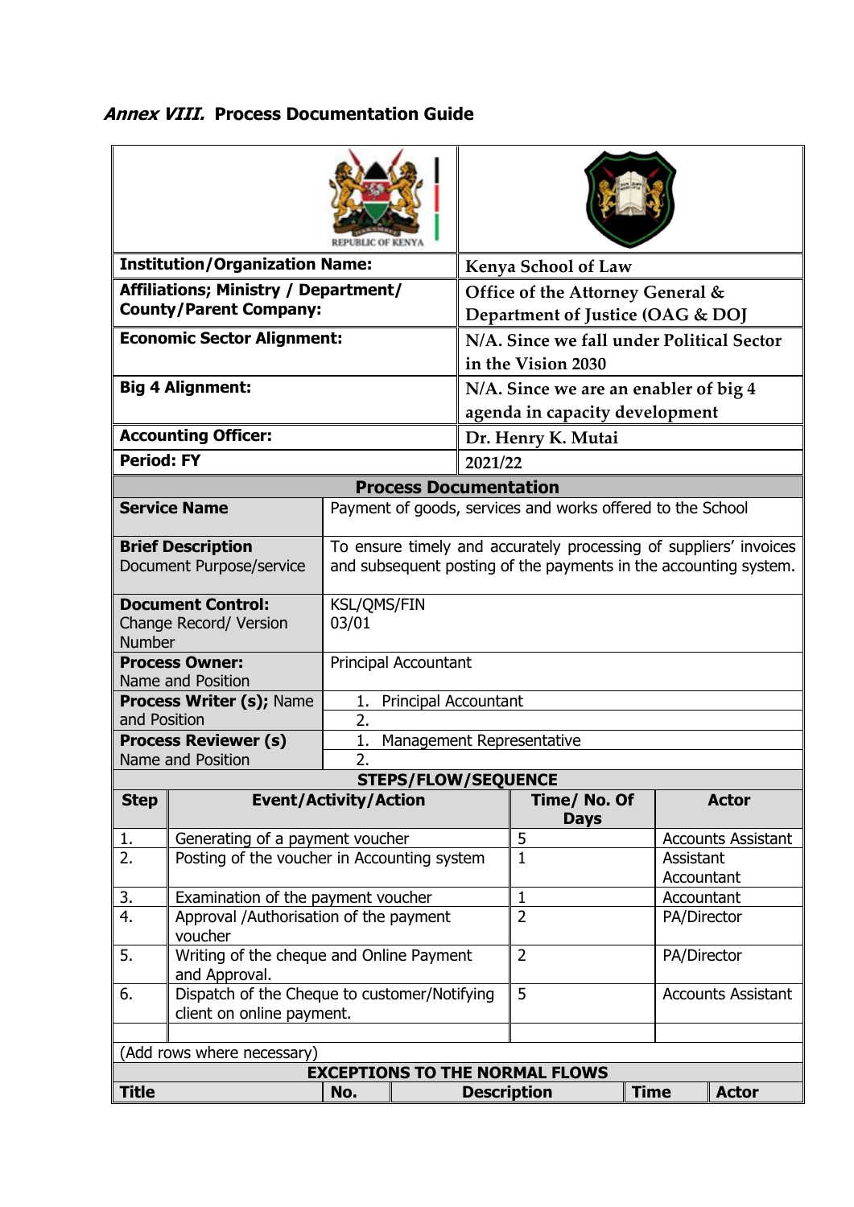***Annex VIII.*** **Process Documentation Guide**

| | |
|---|---|
| **Institution/Organization Name:** | Kenya School of Law |
| **Affiliations; Ministry / Department/ County/Parent Company:** | Office of the Attorney General & Department of Justice (OAG & DOJ |
| **Economic Sector Alignment:** | N/A. Since we fall under Political Sector in the Vision 2030 |
| **Big 4 Alignment:** | N/A. Since we are an enabler of big 4 agenda in capacity development |
| **Accounting Officer:** | Dr. Henry K. Mutai |
| **Period: FY** | 2021/22 |

**Process Documentation**

| | |
|---|---|
| **Service Name** | Payment of goods, services and works offered to the School |
| **Brief Description** Document Purpose/service | To ensure timely and accurately processing of suppliers' invoices and subsequent posting of the payments in the accounting system. |
| **Document Control:** Change Record/ Version Number | KSL/QMS/FIN 03/01 |
| **Process Owner:** Name and Position | Principal Accountant |
| **Process Writer (s);** Name and Position | 1. Principal Accountant<br>2. |
| **Process Reviewer (s)** Name and Position | 1. Management Representative<br>2. |

**STEPS/FLOW/SEQUENCE**

| Step | Event/Activity/Action | Time/ No. Of Days | Actor |
|---|---|---|---|
| 1. | Generating of a payment voucher | 5 | Accounts Assistant |
| 2. | Posting of the voucher in Accounting system | 1 | Assistant Accountant |
| 3. | Examination of the payment voucher | 1 | Accountant |
| 4. | Approval /Authorisation of the payment voucher | 2 | PA/Director |
| 5. | Writing of the cheque and Online Payment and Approval. | 2 | PA/Director |
| 6. | Dispatch of the Cheque to customer/Notifying client on online payment. | 5 | Accounts Assistant |
| | | | |

(Add rows where necessary)

**EXCEPTIONS TO THE NORMAL FLOWS**

| Title | No. | Description | Time | Actor |
|---|---|---|---|---|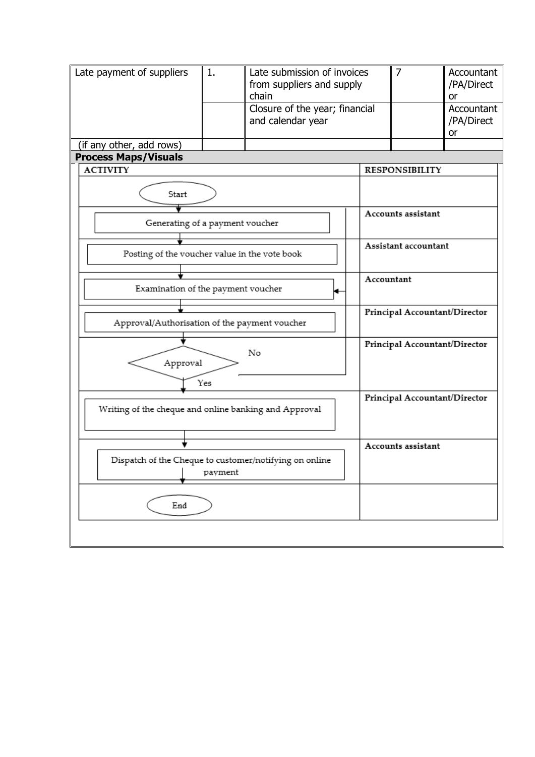| | | | | |
|---|---|---|---|---|
| Late payment of suppliers | 1. | Late submission of invoices from suppliers and supply chain | 7 | Accountant /PA/Director |
| | | Closure of the year; financial and calendar year | | Accountant /PA/Director |
| (if any other, add rows) | | | | |

**Process Maps/Visuals**

| ACTIVITY | RESPONSIBILITY |
|---|---|
| Start | |
| Generating of a payment voucher | Accounts assistant |
| Posting of the voucher value in the vote book | Assistant accountant |
| Examination of the payment voucher | Accountant |
| Approval/Authorisation of the payment voucher | Principal Accountant/Director |
| Approval (No → Examination of the payment voucher; Yes → next step) | Principal Accountant/Director |
| Writing of the cheque and online banking and Approval | Principal Accountant/Director |
| Dispatch of the Cheque to customer/notifying on online payment | Accounts assistant |
| End | |